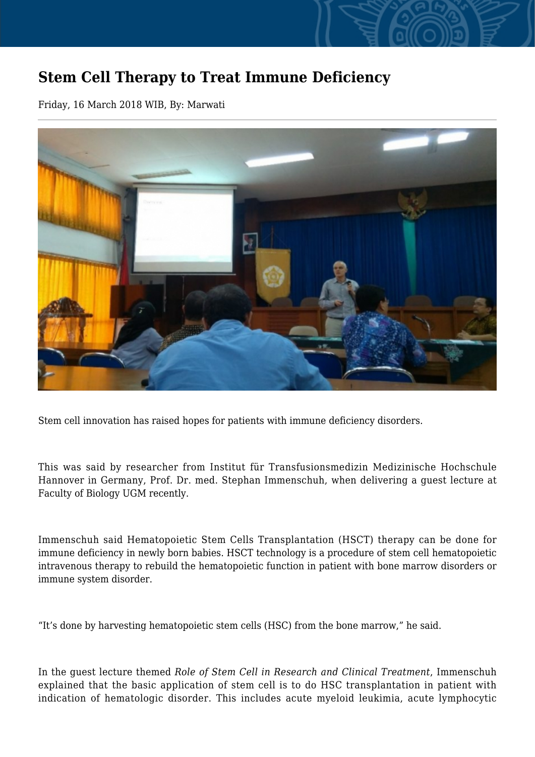# Stem Cell Therapy to Treat Immune Deficiency

Friday, 16 March 2018 WIB, By: Marwati

Stem cell innovation has raised hopes for patients with immune deficiency disorders.

This was said by researcher from Institut für Transfusionsmedizin Medizinische Hochschule Hannover in Germany, Prof. Dr. med. Stephan Immenschuh, when delivering a guest lecture at Faculty of Biology UGM recently.

Immenschuh said Hematopoietic Stem Cells Transplantation (HSCT) therapy can be done for immune deficiency in newly born babies. HSCT technology is a procedure of stem cell hematopoietic intravenous therapy to rebuild the hematopoietic function in patient with bone marrow disorders or immune system disorder.

"It's done by harvesting hematopoietic stem cells (HSC) from the bone marrow," he said.

In the guest lecture themed *Role of Stem Cell in Research and Clinical Treatment*, Immenschuh explained that the basic application of stem cell is to do HSC transplantation in patient with indication of hematologic disorder. This includes acute myeloid leukimia, acute lymphocytic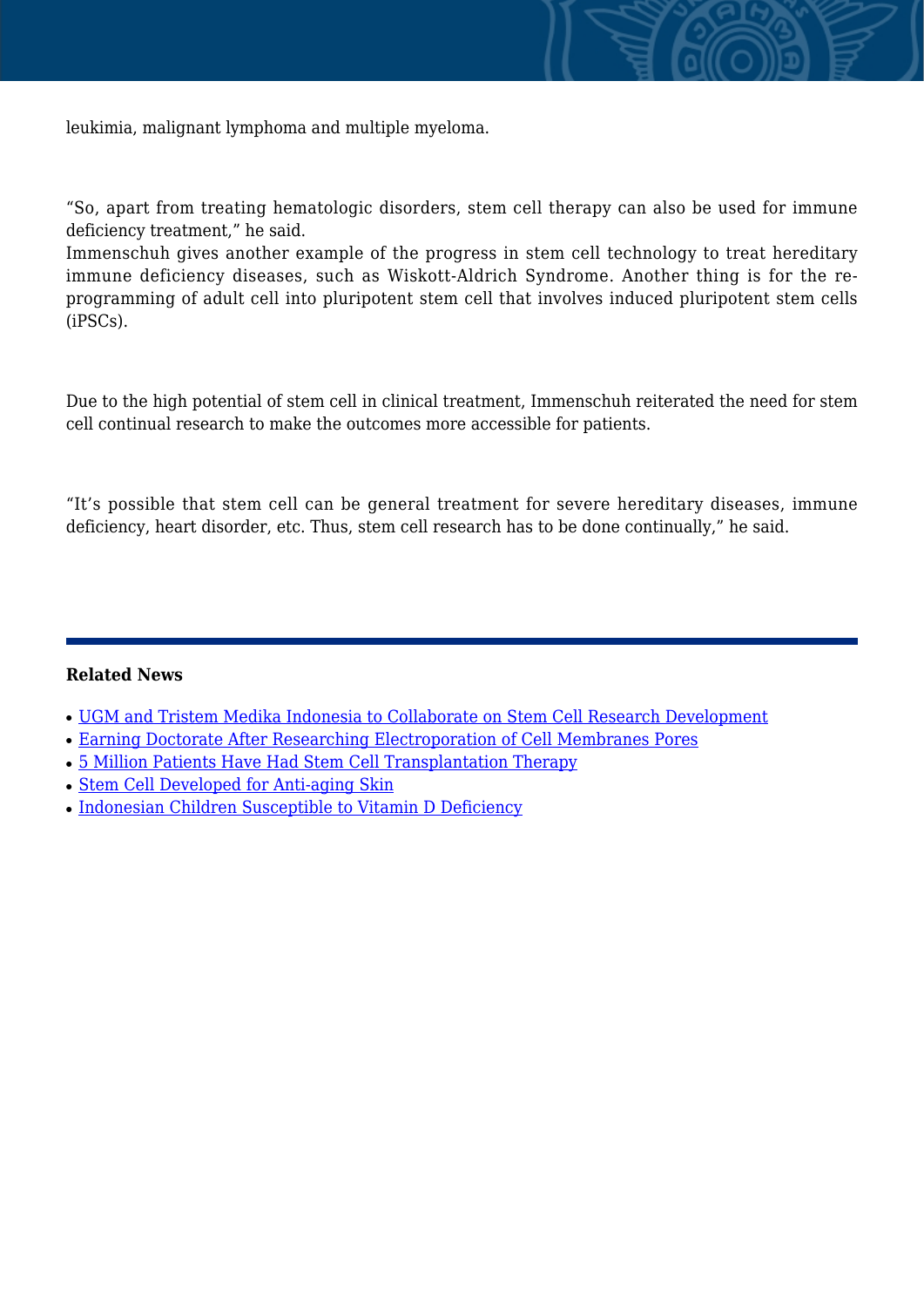leukimia, malignant lymphoma and multiple myeloma.

"So, apart from treating hematologic disorders, stem cell therapy can also be used for immune deficiency treatment," he said.
Immenschuh gives another example of the progress in stem cell technology to treat hereditary immune deficiency diseases, such as Wiskott-Aldrich Syndrome. Another thing is for the re-programming of adult cell into pluripotent stem cell that involves induced pluripotent stem cells (iPSCs).

Due to the high potential of stem cell in clinical treatment, Immenschuh reiterated the need for stem cell continual research to make the outcomes more accessible for patients.

"It's possible that stem cell can be general treatment for severe hereditary diseases, immune deficiency, heart disorder, etc. Thus, stem cell research has to be done continually," he said.

---

**Related News**

- UGM and Tristem Medika Indonesia to Collaborate on Stem Cell Research Development
- Earning Doctorate After Researching Electroporation of Cell Membranes Pores
- 5 Million Patients Have Had Stem Cell Transplantation Therapy
- Stem Cell Developed for Anti-aging Skin
- Indonesian Children Susceptible to Vitamin D Deficiency